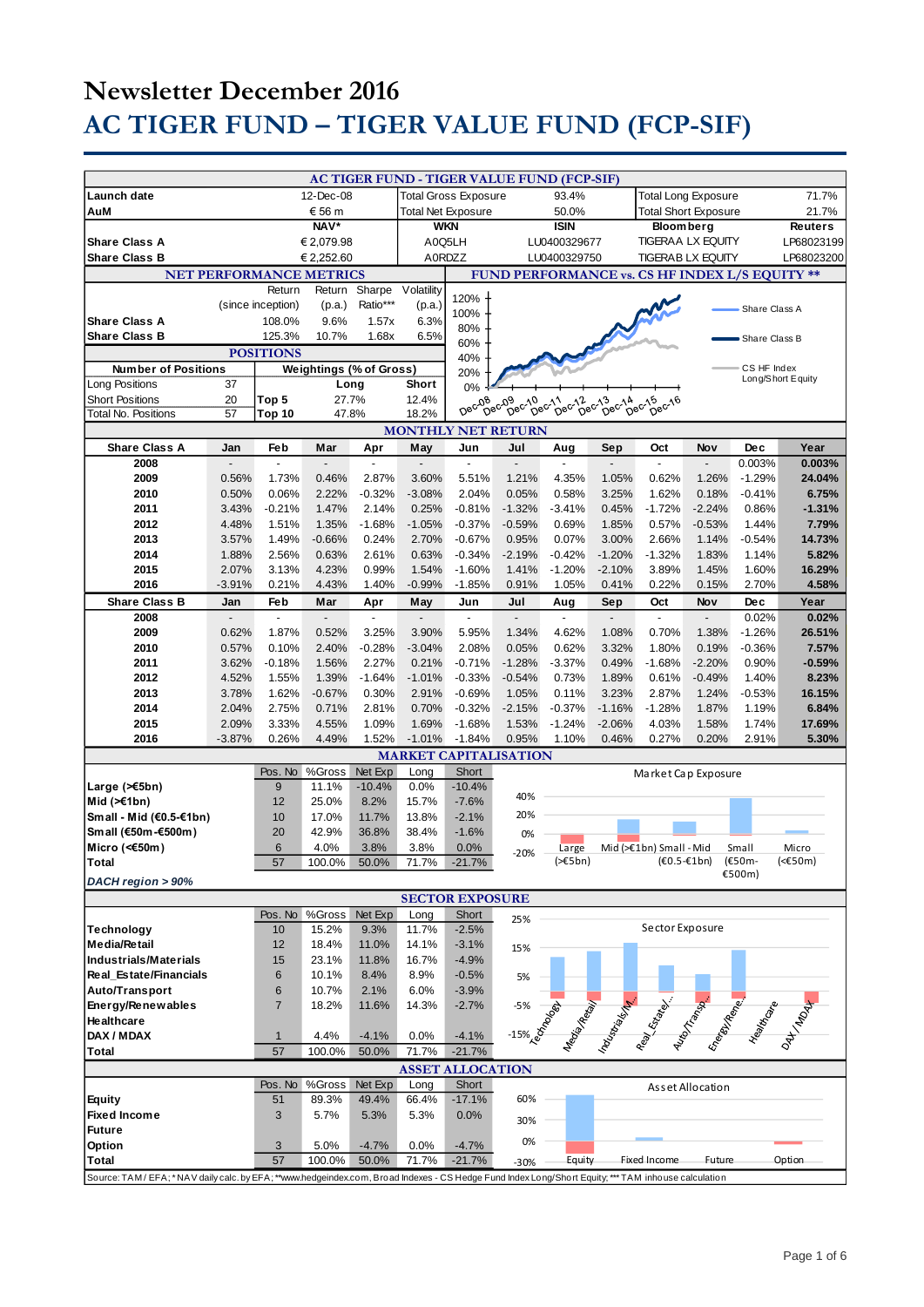# Newsletter December 2016

# AC TIGER FUND – TIGER VALUE FUND (FCP-SIF)

## AC TIGER FUND - TIGER VALUE FUND (FCP-SIF)

| | | | | | |
|---|---|---|---|---|---|
| Launch date | 12-Dec-08 | Total Gross Exposure | 93.4% | Total Long Exposure | 71.7% |
| AuM | € 56 m | Total Net Exposure | 50.0% | Total Short Exposure | 21.7% |

| | NAV* | WKN | ISIN | Bloomberg | Reuters |
|---|---|---|---|---|---|
| Share Class A | € 2,079.98 | A0Q5LH | LU0400329677 | TIGERAA LX EQUITY | LP68023199 |
| Share Class B | € 2,252.60 | A0RDZZ | LU0400329750 | TIGERAB LX EQUITY | LP68023200 |

### NET PERFORMANCE METRICS

| | Return (since inception) | Return (p.a.) | Sharpe Ratio*** | Volatility (p.a.) |
|---|---|---|---|---|
| Share Class A | 108.0% | 9.6% | 1.57x | 6.3% |
| Share Class B | 125.3% | 10.7% | 1.68x | 6.5% |

### POSITIONS

| Number of Positions | | Weightings (% of Gross) | Long | Short |
|---|---|---|---|---|
| Long Positions | 37 | Top 5 | 27.7% | 12.4% |
| Short Positions | 20 | Top 10 | 47.8% | 18.2% |
| Total No. Positions | 57 | | | |

### FUND PERFORMANCE vs. CS HF INDEX L/S EQUITY **

Legend: Share Class A; Share Class B; CS HF Index Long/Short Equity. Y-axis 0%–120%; X-axis Dec-08 to Dec-16.

### MONTHLY NET RETURN

| Share Class A | Jan | Feb | Mar | Apr | May | Jun | Jul | Aug | Sep | Oct | Nov | Dec | Year |
|---|---|---|---|---|---|---|---|---|---|---|---|---|---|
| 2008 | - | - | - | - | - | - | - | - | - | - | - | 0.003% | **0.003%** |
| 2009 | 0.56% | 1.73% | 0.46% | 2.87% | 3.60% | 5.51% | 1.21% | 4.35% | 1.05% | 0.62% | 1.26% | -1.29% | **24.04%** |
| 2010 | 0.50% | 0.06% | 2.22% | -0.32% | -3.08% | 2.04% | 0.05% | 0.58% | 3.25% | 1.62% | 0.18% | -0.41% | **6.75%** |
| 2011 | 3.43% | -0.21% | 1.47% | 2.14% | 0.25% | -0.81% | -1.32% | -3.41% | 0.45% | -1.72% | -2.24% | 0.86% | **-1.31%** |
| 2012 | 4.48% | 1.51% | 1.35% | -1.68% | -1.05% | -0.37% | -0.59% | 0.69% | 1.85% | 0.57% | -0.53% | 1.44% | **7.79%** |
| 2013 | 3.57% | 1.49% | -0.66% | 0.24% | 2.70% | -0.67% | 0.95% | 0.07% | 3.00% | 2.66% | 1.14% | -0.54% | **14.73%** |
| 2014 | 1.88% | 2.56% | 0.63% | 2.61% | 0.63% | -0.34% | -2.19% | -0.42% | -1.20% | -1.32% | 1.83% | 1.14% | **5.82%** |
| 2015 | 2.07% | 3.13% | 4.23% | 0.99% | 1.54% | -1.60% | 1.41% | -1.20% | -2.10% | 3.89% | 1.45% | 1.60% | **16.29%** |
| 2016 | -3.91% | 0.21% | 4.43% | 1.40% | -0.99% | -1.85% | 0.91% | 1.05% | 0.41% | 0.22% | 0.15% | 2.70% | **4.58%** |

| Share Class B | Jan | Feb | Mar | Apr | May | Jun | Jul | Aug | Sep | Oct | Nov | Dec | Year |
|---|---|---|---|---|---|---|---|---|---|---|---|---|---|
| 2008 | - | - | - | - | - | - | - | - | - | - | - | 0.02% | **0.02%** |
| 2009 | 0.62% | 1.87% | 0.52% | 3.25% | 3.90% | 5.95% | 1.34% | 4.62% | 1.08% | 0.70% | 1.38% | -1.26% | **26.51%** |
| 2010 | 0.57% | 0.10% | 2.40% | -0.28% | -3.04% | 2.08% | 0.05% | 0.62% | 3.32% | 1.80% | 0.19% | -0.36% | **7.57%** |
| 2011 | 3.62% | -0.18% | 1.56% | 2.27% | 0.21% | -0.71% | -1.28% | -3.37% | 0.49% | -1.68% | -2.20% | 0.90% | **-0.59%** |
| 2012 | 4.52% | 1.55% | 1.39% | -1.64% | -1.01% | -0.33% | -0.54% | 0.73% | 1.89% | 0.61% | -0.49% | 1.40% | **8.23%** |
| 2013 | 3.78% | 1.62% | -0.67% | 0.30% | 2.91% | -0.69% | 1.05% | 0.11% | 3.23% | 2.87% | 1.24% | -0.53% | **16.15%** |
| 2014 | 2.04% | 2.75% | 0.71% | 2.81% | 0.70% | -0.32% | -2.15% | -0.37% | -1.16% | -1.28% | 1.87% | 1.19% | **6.84%** |
| 2015 | 2.09% | 3.33% | 4.55% | 1.09% | 1.69% | -1.68% | 1.53% | -1.24% | -2.06% | 4.03% | 1.58% | 1.74% | **17.69%** |
| 2016 | -3.87% | 0.26% | 4.49% | 1.52% | -1.01% | -1.84% | 0.95% | 1.10% | 0.46% | 0.27% | 0.20% | 2.91% | **5.30%** |

### MARKET CAPITALISATION

| | Pos. No | %Gross | Net Exp | Long | Short |
|---|---|---|---|---|---|
| Large (>€5bn) | 9 | 11.1% | -10.4% | 0.0% | -10.4% |
| Mid (>€1bn) | 12 | 25.0% | 8.2% | 15.7% | -7.6% |
| Small - Mid (€0.5-€1bn) | 10 | 17.0% | 11.7% | 13.8% | -2.1% |
| Small (€50m-€500m) | 20 | 42.9% | 36.8% | 38.4% | -1.6% |
| Micro (<€50m) | 6 | 4.0% | 3.8% | 3.8% | 0.0% |
| Total | 57 | 100.0% | 50.0% | 71.7% | -21.7% |

*DACH region > 90%*

Market Cap Exposure (chart): Large (>€5bn); Mid (>€1bn); Small - Mid (€0.5-€1bn); Small (€50m-€500m); Micro (<€50m)

### SECTOR EXPOSURE

| | Pos. No | %Gross | Net Exp | Long | Short |
|---|---|---|---|---|---|
| Technology | 10 | 15.2% | 9.3% | 11.7% | -2.5% |
| Media/Retail | 12 | 18.4% | 11.0% | 14.1% | -3.1% |
| Industrials/Materials | 15 | 23.1% | 11.8% | 16.7% | -4.9% |
| Real_Estate/Financials | 6 | 10.1% | 8.4% | 8.9% | -0.5% |
| Auto/Transport | 6 | 10.7% | 2.1% | 6.0% | -3.9% |
| Energy/Renewables | 7 | 18.2% | 11.6% | 14.3% | -2.7% |
| Healthcare | | | | | |
| DAX / MDAX | 1 | 4.4% | -4.1% | 0.0% | -4.1% |
| Total | 57 | 100.0% | 50.0% | 71.7% | -21.7% |

Sector Exposure (chart)

### ASSET ALLOCATION

| | Pos. No | %Gross | Net Exp | Long | Short |
|---|---|---|---|---|---|
| Equity | 51 | 89.3% | 49.4% | 66.4% | -17.1% |
| Fixed Income | 3 | 5.7% | 5.3% | 5.3% | 0.0% |
| Future | | | | | |
| Option | 3 | 5.0% | -4.7% | 0.0% | -4.7% |
| Total | 57 | 100.0% | 50.0% | 71.7% | -21.7% |

Asset Allocation (chart): Equity; Fixed Income; Future; Option

Source: TAM / EFA; * NAV daily calc. by EFA; **www.hedgeindex.com, Broad Indexes - CS Hedge Fund Index Long/Short Equity; *** TAM inhouse calculation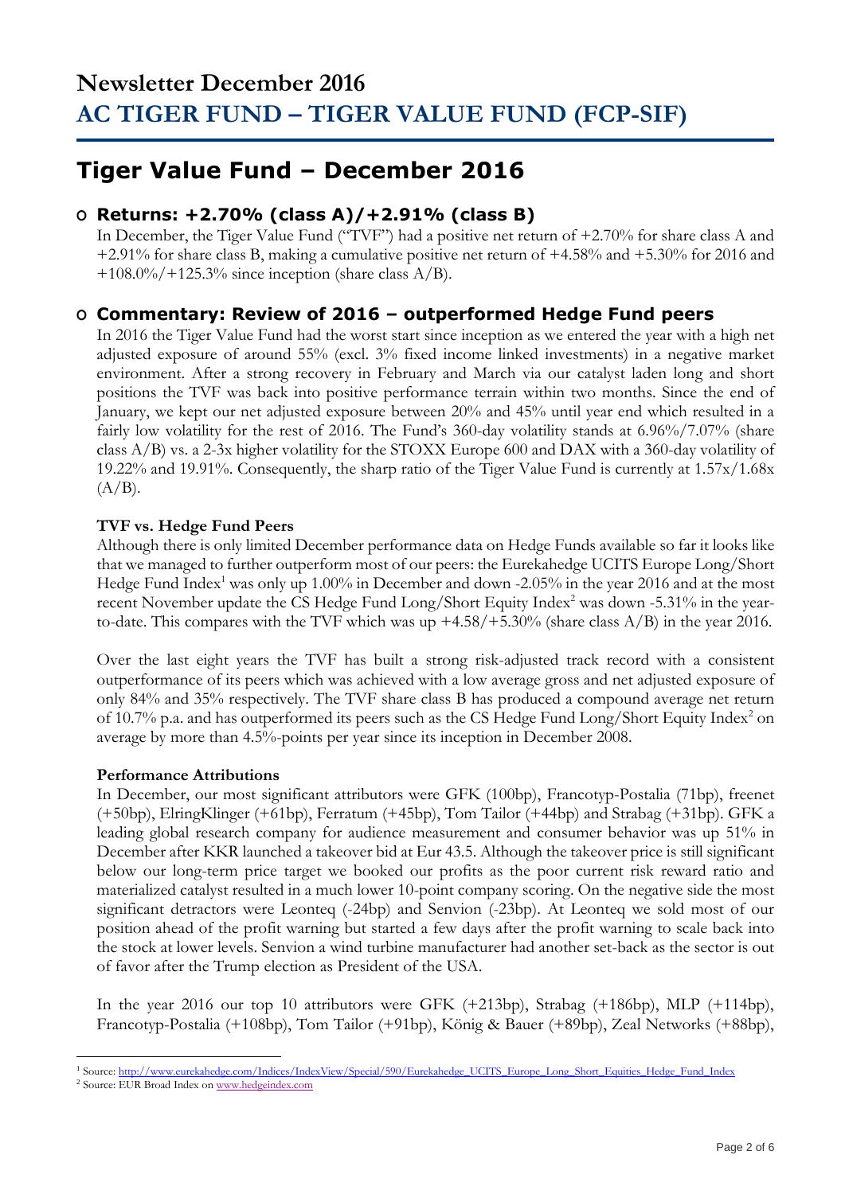# Newsletter December 2016
# AC TIGER FUND – TIGER VALUE FUND (FCP-SIF)

## Tiger Value Fund – December 2016

### Returns: +2.70% (class A)/+2.91% (class B)

In December, the Tiger Value Fund ("TVF") had a positive net return of +2.70% for share class A and +2.91% for share class B, making a cumulative positive net return of +4.58% and +5.30% for 2016 and +108.0%/+125.3% since inception (share class A/B).

### Commentary: Review of 2016 – outperformed Hedge Fund peers

In 2016 the Tiger Value Fund had the worst start since inception as we entered the year with a high net adjusted exposure of around 55% (excl. 3% fixed income linked investments) in a negative market environment. After a strong recovery in February and March via our catalyst laden long and short positions the TVF was back into positive performance terrain within two months. Since the end of January, we kept our net adjusted exposure between 20% and 45% until year end which resulted in a fairly low volatility for the rest of 2016. The Fund's 360-day volatility stands at 6.96%/7.07% (share class A/B) vs. a 2-3x higher volatility for the STOXX Europe 600 and DAX with a 360-day volatility of 19.22% and 19.91%. Consequently, the sharp ratio of the Tiger Value Fund is currently at 1.57x/1.68x (A/B).

**TVF vs. Hedge Fund Peers**

Although there is only limited December performance data on Hedge Funds available so far it looks like that we managed to further outperform most of our peers: the Eurekahedge UCITS Europe Long/Short Hedge Fund Index[1] was only up 1.00% in December and down -2.05% in the year 2016 and at the most recent November update the CS Hedge Fund Long/Short Equity Index[2] was down -5.31% in the year-to-date. This compares with the TVF which was up +4.58/+5.30% (share class A/B) in the year 2016.

Over the last eight years the TVF has built a strong risk-adjusted track record with a consistent outperformance of its peers which was achieved with a low average gross and net adjusted exposure of only 84% and 35% respectively. The TVF share class B has produced a compound average net return of 10.7% p.a. and has outperformed its peers such as the CS Hedge Fund Long/Short Equity Index[2] on average by more than 4.5%-points per year since its inception in December 2008.

**Performance Attributions**

In December, our most significant attributors were GFK (100bp), Francotyp-Postalia (71bp), freenet (+50bp), ElringKlinger (+61bp), Ferratum (+45bp), Tom Tailor (+44bp) and Strabag (+31bp). GFK a leading global research company for audience measurement and consumer behavior was up 51% in December after KKR launched a takeover bid at Eur 43.5. Although the takeover price is still significant below our long-term price target we booked our profits as the poor current risk reward ratio and materialized catalyst resulted in a much lower 10-point company scoring. On the negative side the most significant detractors were Leonteq (-24bp) and Senvion (-23bp). At Leonteq we sold most of our position ahead of the profit warning but started a few days after the profit warning to scale back into the stock at lower levels. Senvion a wind turbine manufacturer had another set-back as the sector is out of favor after the Trump election as President of the USA.

In the year 2016 our top 10 attributors were GFK (+213bp), Strabag (+186bp), MLP (+114bp), Francotyp-Postalia (+108bp), Tom Tailor (+91bp), König & Bauer (+89bp), Zeal Networks (+88bp),

---

[1] Source: http://www.eurekahedge.com/Indices/IndexView/Special/590/Eurekahedge_UCITS_Europe_Long_Short_Equities_Hedge_Fund_Index

[2] Source: EUR Broad Index on www.hedgeindex.com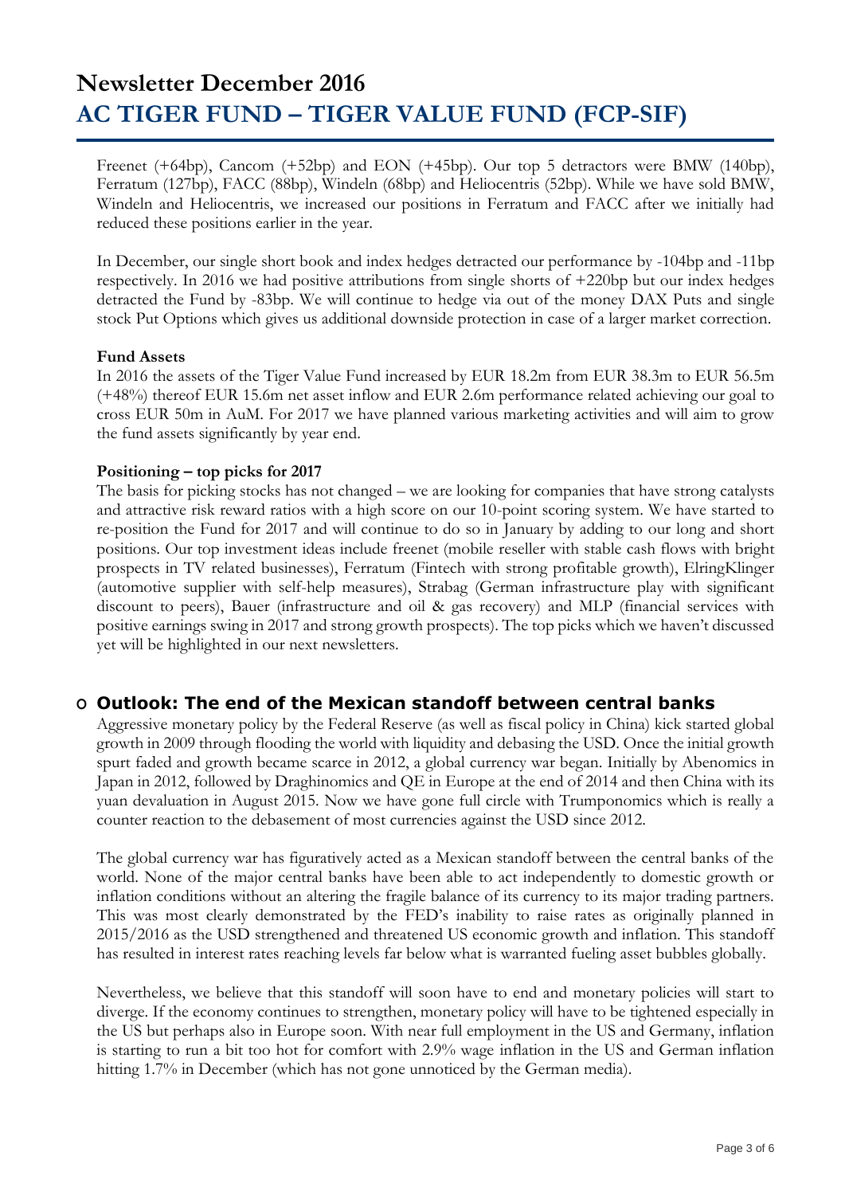Freenet (+64bp), Cancom (+52bp) and EON (+45bp). Our top 5 detractors were BMW (140bp), Ferratum (127bp), FACC (88bp), Windeln (68bp) and Heliocentris (52bp). While we have sold BMW, Windeln and Heliocentris, we increased our positions in Ferratum and FACC after we initially had reduced these positions earlier in the year.

In December, our single short book and index hedges detracted our performance by -104bp and -11bp respectively. In 2016 we had positive attributions from single shorts of +220bp but our index hedges detracted the Fund by -83bp. We will continue to hedge via out of the money DAX Puts and single stock Put Options which gives us additional downside protection in case of a larger market correction.

**Fund Assets**

In 2016 the assets of the Tiger Value Fund increased by EUR 18.2m from EUR 38.3m to EUR 56.5m (+48%) thereof EUR 15.6m net asset inflow and EUR 2.6m performance related achieving our goal to cross EUR 50m in AuM. For 2017 we have planned various marketing activities and will aim to grow the fund assets significantly by year end.

**Positioning – top picks for 2017**

The basis for picking stocks has not changed – we are looking for companies that have strong catalysts and attractive risk reward ratios with a high score on our 10-point scoring system. We have started to re-position the Fund for 2017 and will continue to do so in January by adding to our long and short positions. Our top investment ideas include freenet (mobile reseller with stable cash flows with bright prospects in TV related businesses), Ferratum (Fintech with strong profitable growth), ElringKlinger (automotive supplier with self-help measures), Strabag (German infrastructure play with significant discount to peers), Bauer (infrastructure and oil & gas recovery) and MLP (financial services with positive earnings swing in 2017 and strong growth prospects). The top picks which we haven't discussed yet will be highlighted in our next newsletters.

## Outlook: The end of the Mexican standoff between central banks

Aggressive monetary policy by the Federal Reserve (as well as fiscal policy in China) kick started global growth in 2009 through flooding the world with liquidity and debasing the USD. Once the initial growth spurt faded and growth became scarce in 2012, a global currency war began. Initially by Abenomics in Japan in 2012, followed by Draghinomics and QE in Europe at the end of 2014 and then China with its yuan devaluation in August 2015. Now we have gone full circle with Trumponomics which is really a counter reaction to the debasement of most currencies against the USD since 2012.

The global currency war has figuratively acted as a Mexican standoff between the central banks of the world. None of the major central banks have been able to act independently to domestic growth or inflation conditions without an altering the fragile balance of its currency to its major trading partners. This was most clearly demonstrated by the FED's inability to raise rates as originally planned in 2015/2016 as the USD strengthened and threatened US economic growth and inflation. This standoff has resulted in interest rates reaching levels far below what is warranted fueling asset bubbles globally.

Nevertheless, we believe that this standoff will soon have to end and monetary policies will start to diverge. If the economy continues to strengthen, monetary policy will have to be tightened especially in the US but perhaps also in Europe soon. With near full employment in the US and Germany, inflation is starting to run a bit too hot for comfort with 2.9% wage inflation in the US and German inflation hitting 1.7% in December (which has not gone unnoticed by the German media).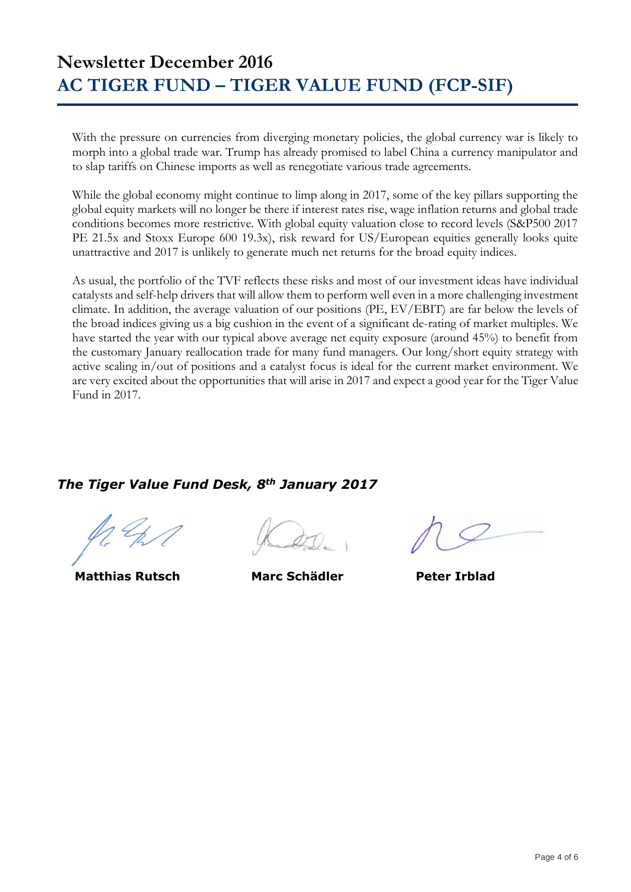# Newsletter December 2016

## AC TIGER FUND – TIGER VALUE FUND (FCP-SIF)

With the pressure on currencies from diverging monetary policies, the global currency war is likely to morph into a global trade war. Trump has already promised to label China a currency manipulator and to slap tariffs on Chinese imports as well as renegotiate various trade agreements.

While the global economy might continue to limp along in 2017, some of the key pillars supporting the global equity markets will no longer be there if interest rates rise, wage inflation returns and global trade conditions becomes more restrictive. With global equity valuation close to record levels (S&P500 2017 PE 21.5x and Stoxx Europe 600 19.3x), risk reward for US/European equities generally looks quite unattractive and 2017 is unlikely to generate much net returns for the broad equity indices.

As usual, the portfolio of the TVF reflects these risks and most of our investment ideas have individual catalysts and self-help drivers that will allow them to perform well even in a more challenging investment climate. In addition, the average valuation of our positions (PE, EV/EBIT) are far below the levels of the broad indices giving us a big cushion in the event of a significant de-rating of market multiples. We have started the year with our typical above average net equity exposure (around 45%) to benefit from the customary January reallocation trade for many fund managers. Our long/short equity strategy with active scaling in/out of positions and a catalyst focus is ideal for the current market environment. We are very excited about the opportunities that will arise in 2017 and expect a good year for the Tiger Value Fund in 2017.

***The Tiger Value Fund Desk, 8th January 2017***

**Matthias Rutsch** **Marc Schädler** **Peter Irblad**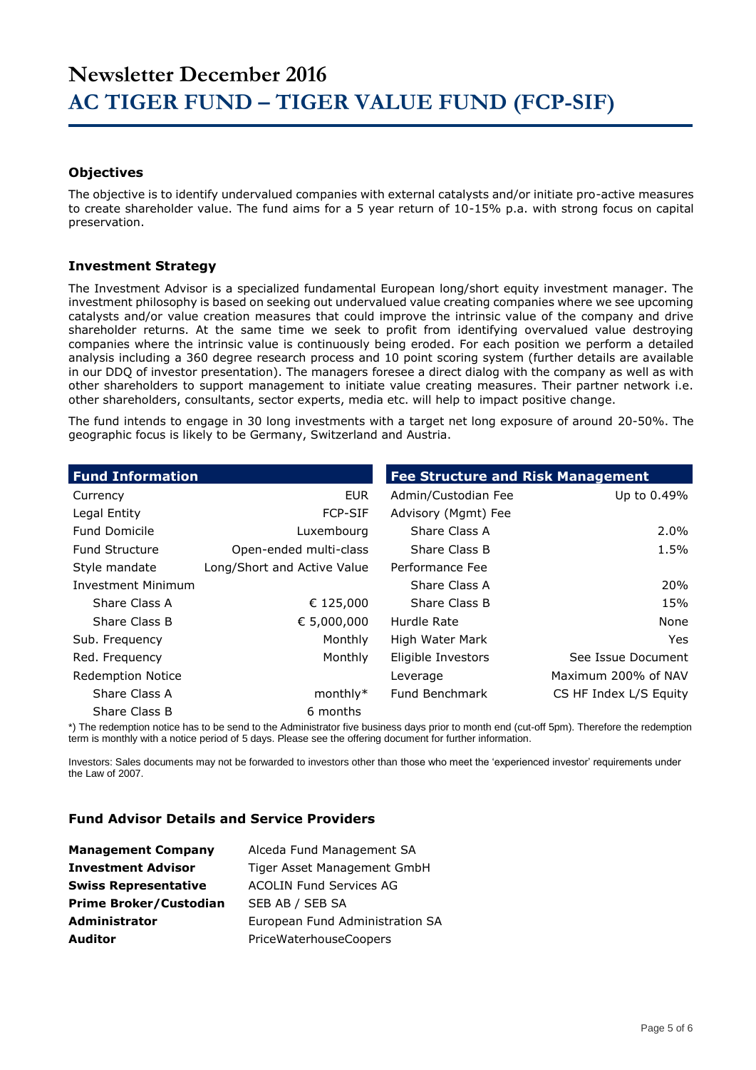# Newsletter December 2016

# AC TIGER FUND – TIGER VALUE FUND (FCP-SIF)

### Objectives

The objective is to identify undervalued companies with external catalysts and/or initiate pro-active measures to create shareholder value. The fund aims for a 5 year return of 10-15% p.a. with strong focus on capital preservation.

### Investment Strategy

The Investment Advisor is a specialized fundamental European long/short equity investment manager. The investment philosophy is based on seeking out undervalued value creating companies where we see upcoming catalysts and/or value creation measures that could improve the intrinsic value of the company and drive shareholder returns. At the same time we seek to profit from identifying overvalued value destroying companies where the intrinsic value is continuously being eroded. For each position we perform a detailed analysis including a 360 degree research process and 10 point scoring system (further details are available in our DDQ of investor presentation). The managers foresee a direct dialog with the company as well as with other shareholders to support management to initiate value creating measures. Their partner network i.e. other shareholders, consultants, sector experts, media etc. will help to impact positive change.

The fund intends to engage in 30 long investments with a target net long exposure of around 20-50%. The geographic focus is likely to be Germany, Switzerland and Austria.

| Fund Information | |
|---|---|
| Currency | EUR |
| Legal Entity | FCP-SIF |
| Fund Domicile | Luxembourg |
| Fund Structure | Open-ended multi-class |
| Style mandate | Long/Short and Active Value |
| Investment Minimum | |
| Share Class A | € 125,000 |
| Share Class B | € 5,000,000 |
| Sub. Frequency | Monthly |
| Red. Frequency | Monthly |
| Redemption Notice | |
| Share Class A | monthly* |
| Share Class B | 6 months |

| Fee Structure and Risk Management | |
|---|---|
| Admin/Custodian Fee | Up to 0.49% |
| Advisory (Mgmt) Fee | |
| Share Class A | 2.0% |
| Share Class B | 1.5% |
| Performance Fee | |
| Share Class A | 20% |
| Share Class B | 15% |
| Hurdle Rate | None |
| High Water Mark | Yes |
| Eligible Investors | See Issue Document |
| Leverage | Maximum 200% of NAV |
| Fund Benchmark | CS HF Index L/S Equity |

*) The redemption notice has to be send to the Administrator five business days prior to month end (cut-off 5pm). Therefore the redemption term is monthly with a notice period of 5 days. Please see the offering document for further information.

Investors: Sales documents may not be forwarded to investors other than those who meet the 'experienced investor' requirements under the Law of 2007.

### Fund Advisor Details and Service Providers

| | |
|---|---|
| **Management Company** | Alceda Fund Management SA |
| **Investment Advisor** | Tiger Asset Management GmbH |
| **Swiss Representative** | ACOLIN Fund Services AG |
| **Prime Broker/Custodian** | SEB AB / SEB SA |
| **Administrator** | European Fund Administration SA |
| **Auditor** | PriceWaterhouseCoopers |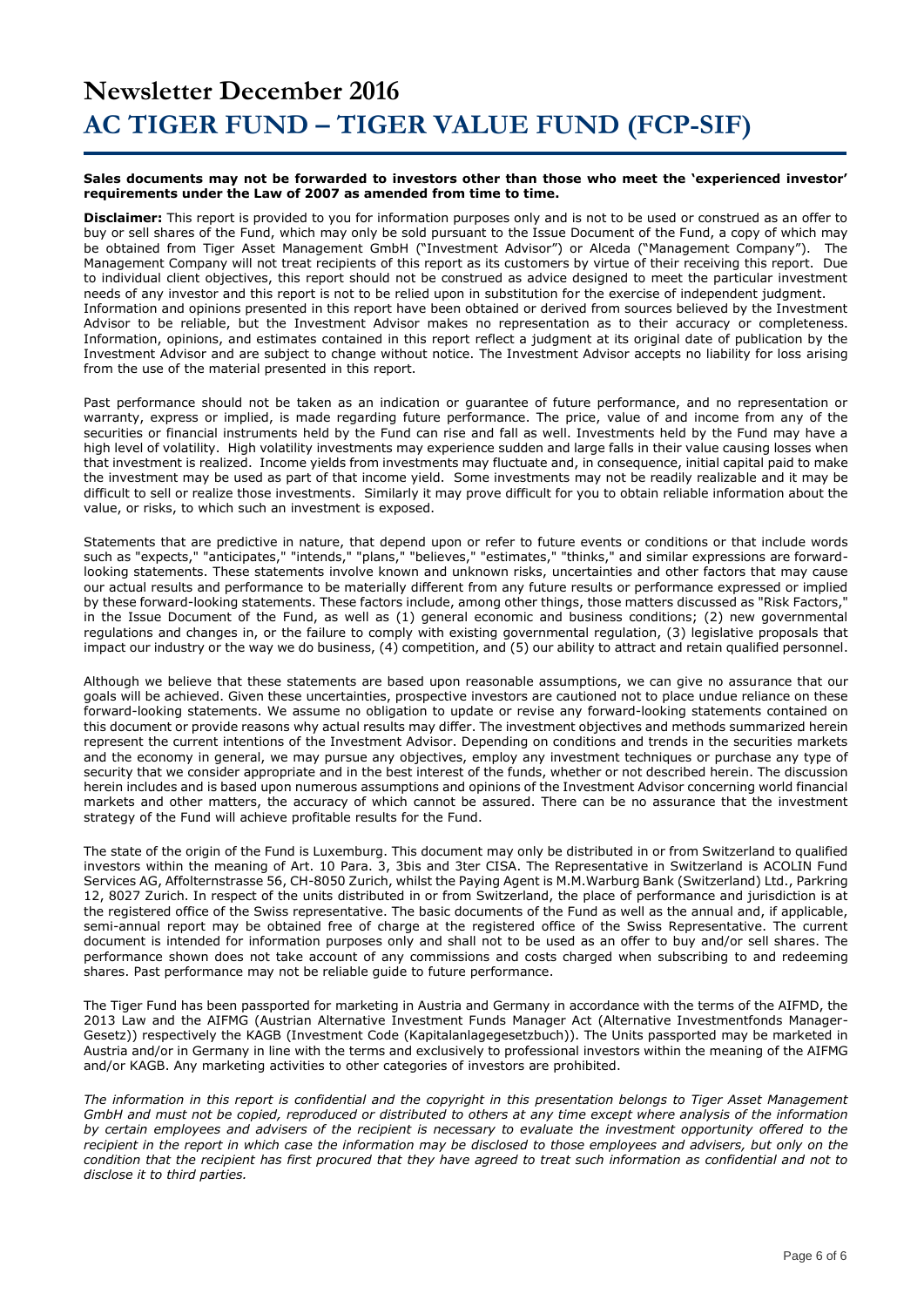# Newsletter December 2016

# AC TIGER FUND – TIGER VALUE FUND (FCP-SIF)

**Sales documents may not be forwarded to investors other than those who meet the 'experienced investor' requirements under the Law of 2007 as amended from time to time.**

**Disclaimer:** This report is provided to you for information purposes only and is not to be used or construed as an offer to buy or sell shares of the Fund, which may only be sold pursuant to the Issue Document of the Fund, a copy of which may be obtained from Tiger Asset Management GmbH ("Investment Advisor") or Alceda ("Management Company"). The Management Company will not treat recipients of this report as its customers by virtue of their receiving this report. Due to individual client objectives, this report should not be construed as advice designed to meet the particular investment needs of any investor and this report is not to be relied upon in substitution for the exercise of independent judgment.
Information and opinions presented in this report have been obtained or derived from sources believed by the Investment Advisor to be reliable, but the Investment Advisor makes no representation as to their accuracy or completeness. Information, opinions, and estimates contained in this report reflect a judgment at its original date of publication by the Investment Advisor and are subject to change without notice. The Investment Advisor accepts no liability for loss arising from the use of the material presented in this report.

Past performance should not be taken as an indication or guarantee of future performance, and no representation or warranty, express or implied, is made regarding future performance. The price, value of and income from any of the securities or financial instruments held by the Fund can rise and fall as well. Investments held by the Fund may have a high level of volatility. High volatility investments may experience sudden and large falls in their value causing losses when that investment is realized. Income yields from investments may fluctuate and, in consequence, initial capital paid to make the investment may be used as part of that income yield. Some investments may not be readily realizable and it may be difficult to sell or realize those investments. Similarly it may prove difficult for you to obtain reliable information about the value, or risks, to which such an investment is exposed.

Statements that are predictive in nature, that depend upon or refer to future events or conditions or that include words such as "expects," "anticipates," "intends," "plans," "believes," "estimates," "thinks," and similar expressions are forward-looking statements. These statements involve known and unknown risks, uncertainties and other factors that may cause our actual results and performance to be materially different from any future results or performance expressed or implied by these forward-looking statements. These factors include, among other things, those matters discussed as "Risk Factors," in the Issue Document of the Fund, as well as (1) general economic and business conditions; (2) new governmental regulations and changes in, or the failure to comply with existing governmental regulation, (3) legislative proposals that impact our industry or the way we do business, (4) competition, and (5) our ability to attract and retain qualified personnel.

Although we believe that these statements are based upon reasonable assumptions, we can give no assurance that our goals will be achieved. Given these uncertainties, prospective investors are cautioned not to place undue reliance on these forward-looking statements. We assume no obligation to update or revise any forward-looking statements contained on this document or provide reasons why actual results may differ. The investment objectives and methods summarized herein represent the current intentions of the Investment Advisor. Depending on conditions and trends in the securities markets and the economy in general, we may pursue any objectives, employ any investment techniques or purchase any type of security that we consider appropriate and in the best interest of the funds, whether or not described herein. The discussion herein includes and is based upon numerous assumptions and opinions of the Investment Advisor concerning world financial markets and other matters, the accuracy of which cannot be assured. There can be no assurance that the investment strategy of the Fund will achieve profitable results for the Fund.

The state of the origin of the Fund is Luxemburg. This document may only be distributed in or from Switzerland to qualified investors within the meaning of Art. 10 Para. 3, 3bis and 3ter CISA. The Representative in Switzerland is ACOLIN Fund Services AG, Affolternstrasse 56, CH-8050 Zurich, whilst the Paying Agent is M.M.Warburg Bank (Switzerland) Ltd., Parkring 12, 8027 Zurich. In respect of the units distributed in or from Switzerland, the place of performance and jurisdiction is at the registered office of the Swiss representative. The basic documents of the Fund as well as the annual and, if applicable, semi-annual report may be obtained free of charge at the registered office of the Swiss Representative. The current document is intended for information purposes only and shall not to be used as an offer to buy and/or sell shares. The performance shown does not take account of any commissions and costs charged when subscribing to and redeeming shares. Past performance may not be reliable guide to future performance.

The Tiger Fund has been passported for marketing in Austria and Germany in accordance with the terms of the AIFMD, the 2013 Law and the AIFMG (Austrian Alternative Investment Funds Manager Act (Alternative Investmentfonds Manager-Gesetz)) respectively the KAGB (Investment Code (Kapitalanlagegesetzbuch)). The Units passported may be marketed in Austria and/or in Germany in line with the terms and exclusively to professional investors within the meaning of the AIFMG and/or KAGB. Any marketing activities to other categories of investors are prohibited.

*The information in this report is confidential and the copyright in this presentation belongs to Tiger Asset Management GmbH and must not be copied, reproduced or distributed to others at any time except where analysis of the information by certain employees and advisers of the recipient is necessary to evaluate the investment opportunity offered to the recipient in the report in which case the information may be disclosed to those employees and advisers, but only on the condition that the recipient has first procured that they have agreed to treat such information as confidential and not to disclose it to third parties.*